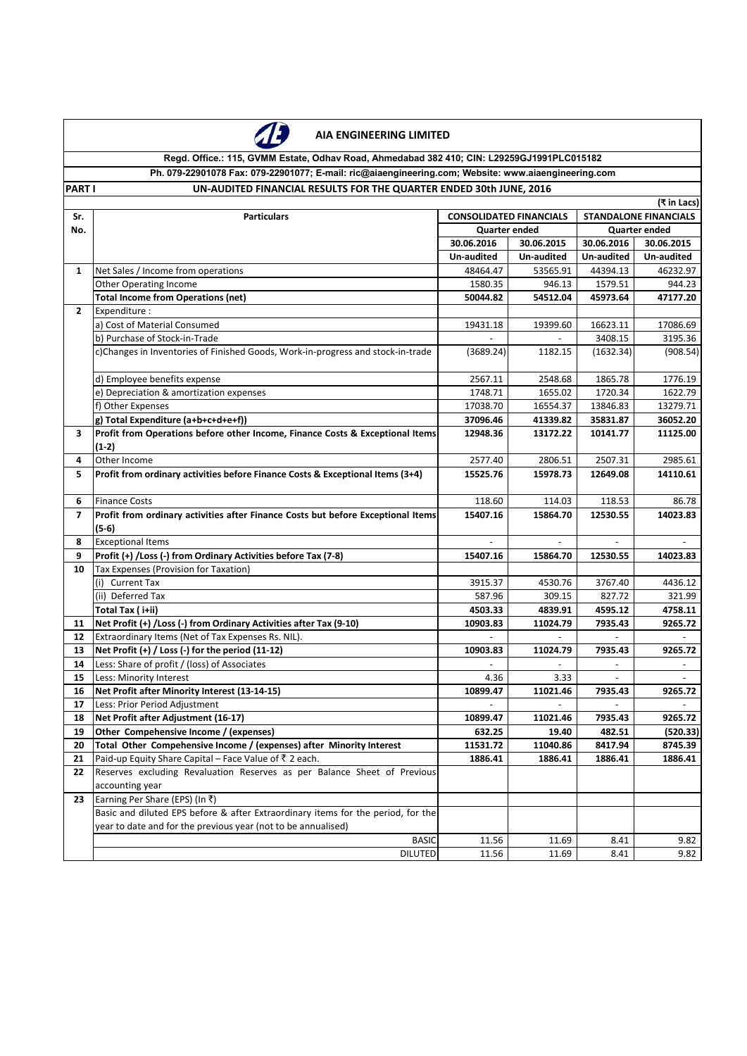# AIA ENGINEERING LIMITED

**Regd. Office.: 115, GVMM Estate, Odhav Road, Ahmedabad 382 410; CIN: L29259GJ1991PLC015182**

**Ph. 079-22901078 Fax: 079-22901077; E-mail: ric@aiaengineering.com; Website: www.aiaengineering.com**

**PART I** **UN-AUDITED FINANCIAL RESULTS FOR THE QUARTER ENDED 30th JUNE, 2016**

(₹ in Lacs)

| Sr. No. | Particulars | CONSOLIDATED FINANCIALS | | STANDALONE FINANCIALS | |
|---|---|---|---|---|---|
| | | Quarter ended | | Quarter ended | |
| | | 30.06.2016 | 30.06.2015 | 30.06.2016 | 30.06.2015 |
| | | Un-audited | Un-audited | Un-audited | Un-audited |
| 1 | Net Sales / Income from operations | 48464.47 | 53565.91 | 44394.13 | 46232.97 |
| | Other Operating Income | 1580.35 | 946.13 | 1579.51 | 944.23 |
| | **Total Income from Operations (net)** | **50044.82** | **54512.04** | **45973.64** | **47177.20** |
| 2 | Expenditure : | | | | |
| | a) Cost of Material Consumed | 19431.18 | 19399.60 | 16623.11 | 17086.69 |
| | b) Purchase of Stock-in-Trade | - | - | 3408.15 | 3195.36 |
| | c)Changes in Inventories of Finished Goods, Work-in-progress and stock-in-trade | (3689.24) | 1182.15 | (1632.34) | (908.54) |
| | d) Employee benefits expense | 2567.11 | 2548.68 | 1865.78 | 1776.19 |
| | e) Depreciation & amortization expenses | 1748.71 | 1655.02 | 1720.34 | 1622.79 |
| | f) Other Expenses | 17038.70 | 16554.37 | 13846.83 | 13279.71 |
| | **g) Total Expenditure (a+b+c+d+e+f))** | **37096.46** | **41339.82** | **35831.87** | **36052.20** |
| 3 | **Profit from Operations before other Income, Finance Costs & Exceptional Items (1-2)** | **12948.36** | **13172.22** | **10141.77** | **11125.00** |
| 4 | Other Income | 2577.40 | 2806.51 | 2507.31 | 2985.61 |
| 5 | **Profit from ordinary activities before Finance Costs & Exceptional Items (3+4)** | **15525.76** | **15978.73** | **12649.08** | **14110.61** |
| 6 | Finance Costs | 118.60 | 114.03 | 118.53 | 86.78 |
| 7 | **Profit from ordinary activities after Finance Costs but before Exceptional Items (5-6)** | **15407.16** | **15864.70** | **12530.55** | **14023.83** |
| 8 | Exceptional Items | - | - | - | - |
| 9 | **Profit (+) /Loss (-) from Ordinary Activities before Tax (7-8)** | **15407.16** | **15864.70** | **12530.55** | **14023.83** |
| 10 | Tax Expenses (Provision for Taxation) | | | | |
| | (i) Current Tax | 3915.37 | 4530.76 | 3767.40 | 4436.12 |
| | (ii) Deferred Tax | 587.96 | 309.15 | 827.72 | 321.99 |
| | **Total Tax ( i+ii)** | **4503.33** | **4839.91** | **4595.12** | **4758.11** |
| 11 | **Net Profit (+) /Loss (-) from Ordinary Activities after Tax (9-10)** | **10903.83** | **11024.79** | **7935.43** | **9265.72** |
| 12 | Extraordinary Items (Net of Tax Expenses Rs. NIL). | - | - | - | - |
| 13 | **Net Profit (+) / Loss (-) for the period (11-12)** | **10903.83** | **11024.79** | **7935.43** | **9265.72** |
| 14 | Less: Share of profit / (loss) of Associates | - | - | - | - |
| 15 | Less: Minority Interest | 4.36 | 3.33 | - | - |
| 16 | **Net Profit after Minority Interest (13-14-15)** | **10899.47** | **11021.46** | **7935.43** | **9265.72** |
| 17 | Less: Prior Period Adjustment | - | - | - | - |
| 18 | **Net Profit after Adjustment (16-17)** | **10899.47** | **11021.46** | **7935.43** | **9265.72** |
| 19 | **Other Comprehensive Income / (expenses)** | **632.25** | **19.40** | **482.51** | **(520.33)** |
| 20 | **Total Other Comprehensive Income / (expenses) after Minority Interest** | **11531.72** | **11040.86** | **8417.94** | **8745.39** |
| 21 | Paid-up Equity Share Capital – Face Value of ₹ 2 each. | **1886.41** | **1886.41** | **1886.41** | **1886.41** |
| 22 | Reserves excluding Revaluation Reserves as per Balance Sheet of Previous accounting year | | | | |
| 23 | Earning Per Share (EPS) (In ₹) | | | | |
| | Basic and diluted EPS before & after Extraordinary items for the period, for the year to date and for the previous year (not to be annualised) | | | | |
| | BASIC | 11.56 | 11.69 | 8.41 | 9.82 |
| | DILUTED | 11.56 | 11.69 | 8.41 | 9.82 |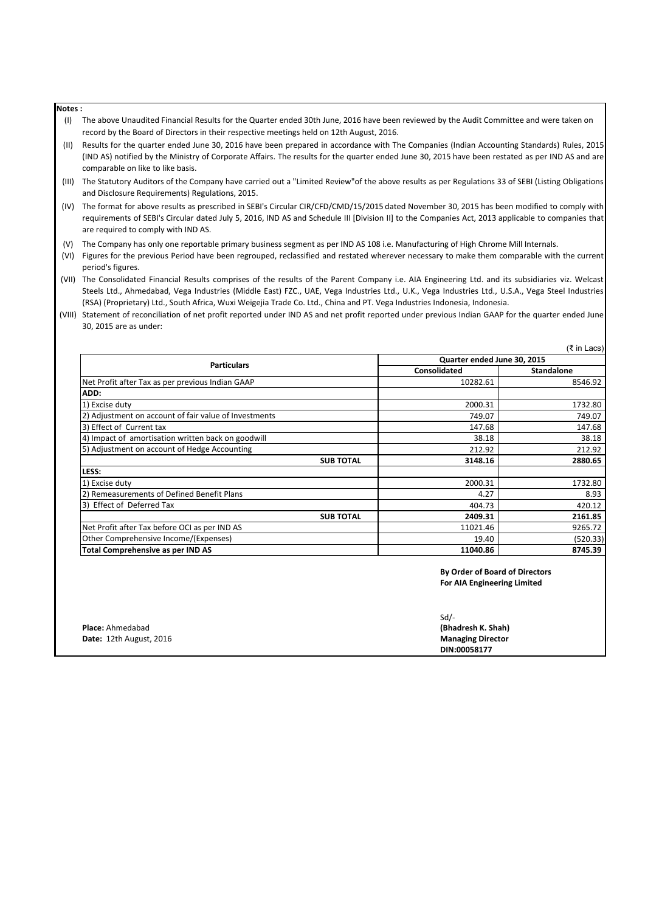**Notes :**

(I) The above Unaudited Financial Results for the Quarter ended 30th June, 2016 have been reviewed by the Audit Committee and were taken on record by the Board of Directors in their respective meetings held on 12th August, 2016.

(II) Results for the quarter ended June 30, 2016 have been prepared in accordance with The Companies (Indian Accounting Standards) Rules, 2015 (IND AS) notified by the Ministry of Corporate Affairs. The results for the quarter ended June 30, 2015 have been restated as per IND AS and are comparable on like to like basis.

(III) The Statutory Auditors of the Company have carried out a "Limited Review"of the above results as per Regulations 33 of SEBI (Listing Obligations and Disclosure Requirements) Regulations, 2015.

(IV) The format for above results as prescribed in SEBI's Circular CIR/CFD/CMD/15/2015 dated November 30, 2015 has been modified to comply with requirements of SEBI's Circular dated July 5, 2016, IND AS and Schedule III [Division II] to the Companies Act, 2013 applicable to companies that are required to comply with IND AS.

(V) The Company has only one reportable primary business segment as per IND AS 108 i.e. Manufacturing of High Chrome Mill Internals.

(VI) Figures for the previous Period have been regrouped, reclassified and restated wherever necessary to make them comparable with the current period's figures.

(VII) The Consolidated Financial Results comprises of the results of the Parent Company i.e. AIA Engineering Ltd. and its subsidiaries viz. Welcast Steels Ltd., Ahmedabad, Vega Industries (Middle East) FZC., UAE, Vega Industries Ltd., U.K., Vega Industries Ltd., U.S.A., Vega Steel Industries (RSA) (Proprietary) Ltd., South Africa, Wuxi Weigejia Trade Co. Ltd., China and PT. Vega Industries Indonesia, Indonesia.

(VIII) Statement of reconciliation of net profit reported under IND AS and net profit reported under previous Indian GAAP for the quarter ended June 30, 2015 are as under:

(₹ in Lacs)

| Particulars | Quarter ended June 30, 2015 | |
|---|---|---|
| | **Consolidated** | **Standalone** |
| Net Profit after Tax as per previous Indian GAAP | 10282.61 | 8546.92 |
| **ADD:** | | |
| 1) Excise duty | 2000.31 | 1732.80 |
| 2) Adjustment on account of fair value of Investments | 749.07 | 749.07 |
| 3) Effect of Current tax | 147.68 | 147.68 |
| 4) Impact of amortisation written back on goodwill | 38.18 | 38.18 |
| 5) Adjustment on account of Hedge Accounting | 212.92 | 212.92 |
| **SUB TOTAL** | **3148.16** | **2880.65** |
| **LESS:** | | |
| 1) Excise duty | 2000.31 | 1732.80 |
| 2) Remeasurements of Defined Benefit Plans | 4.27 | 8.93 |
| 3) Effect of Deferred Tax | 404.73 | 420.12 |
| **SUB TOTAL** | **2409.31** | **2161.85** |
| Net Profit after Tax before OCI as per IND AS | 11021.46 | 9265.72 |
| Other Comprehensive Income/(Expenses) | 19.40 | (520.33) |
| **Total Comprehensive as per IND AS** | **11040.86** | **8745.39** |

**By Order of Board of Directors**
**For AIA Engineering Limited**

Sd/-
**(Bhadresh K. Shah)**
**Managing Director**
**DIN:00058177**

**Place:** Ahmedabad
**Date:** 12th August, 2016